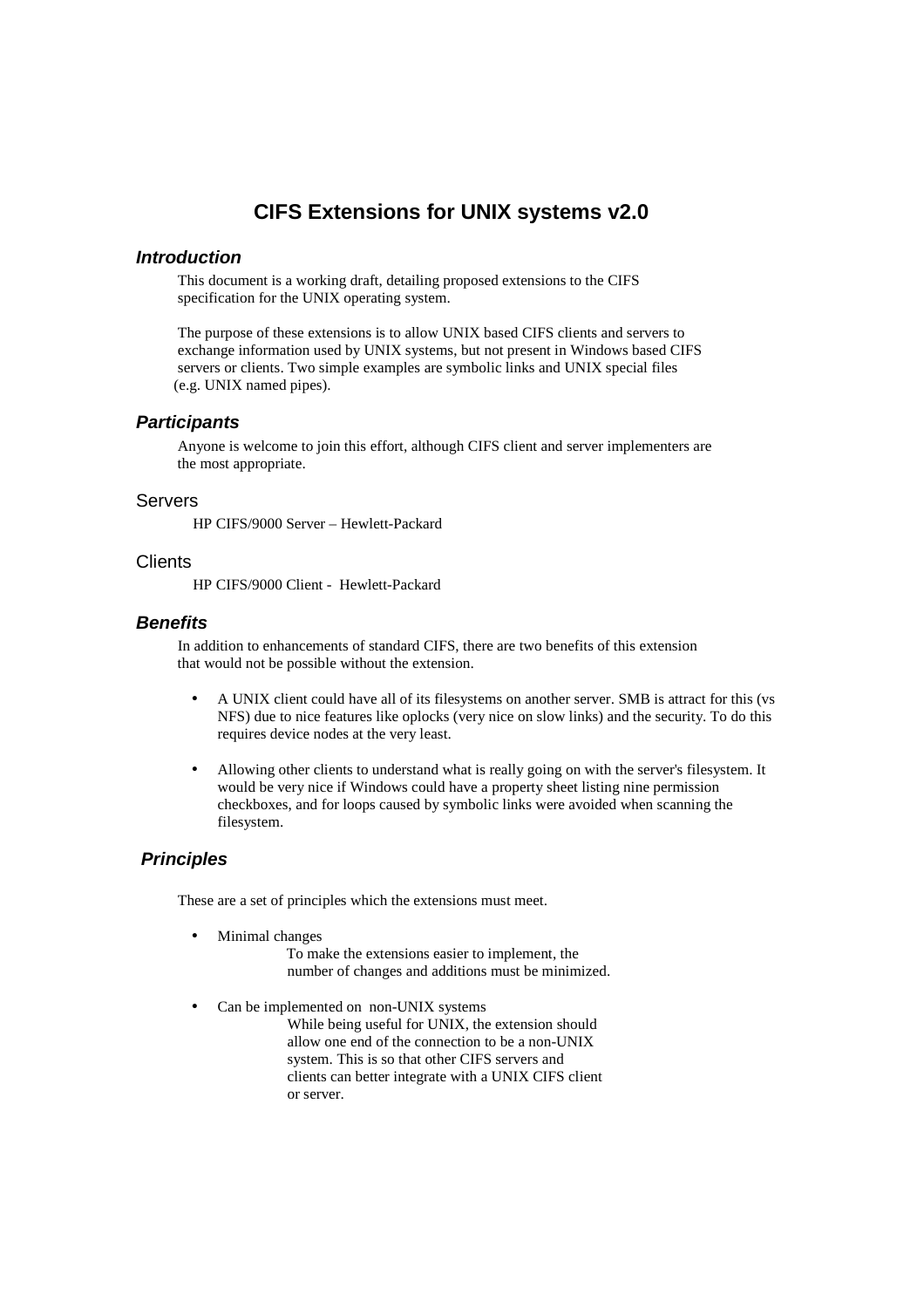# CIFS Extensions for UNIX systems v2.0

## *Introduction*

This document is a working draft, detailing proposed extensions to the CIFS specification for the UNIX operating system.

The purpose of these extensions is to allow UNIX based CIFS clients and servers to exchange information used by UNIX systems, but not present in Windows based CIFS servers or clients. Two simple examples are symbolic links and UNIX special files (e.g. UNIX named pipes).

## *Participants*

Anyone is welcome to join this effort, although CIFS client and server implementers are the most appropriate.

### Servers

HP CIFS/9000 Server – Hewlett-Packard

### Clients

HP CIFS/9000 Client - Hewlett-Packard

## *Benefits*

In addition to enhancements of standard CIFS, there are two benefits of this extension that would not be possible without the extension.

- A UNIX client could have all of its filesystems on another server. SMB is attract for this (vs NFS) due to nice features like oplocks (very nice on slow links) and the security. To do this requires device nodes at the very least.
- Allowing other clients to understand what is really going on with the server's filesystem. It would be very nice if Windows could have a property sheet listing nine permission checkboxes, and for loops caused by symbolic links were avoided when scanning the filesystem.

## *Principles*

These are a set of principles which the extensions must meet.

- Minimal changes
  To make the extensions easier to implement, the number of changes and additions must be minimized.
- Can be implemented on non-UNIX systems
  While being useful for UNIX, the extension should allow one end of the connection to be a non-UNIX system. This is so that other CIFS servers and clients can better integrate with a UNIX CIFS client or server.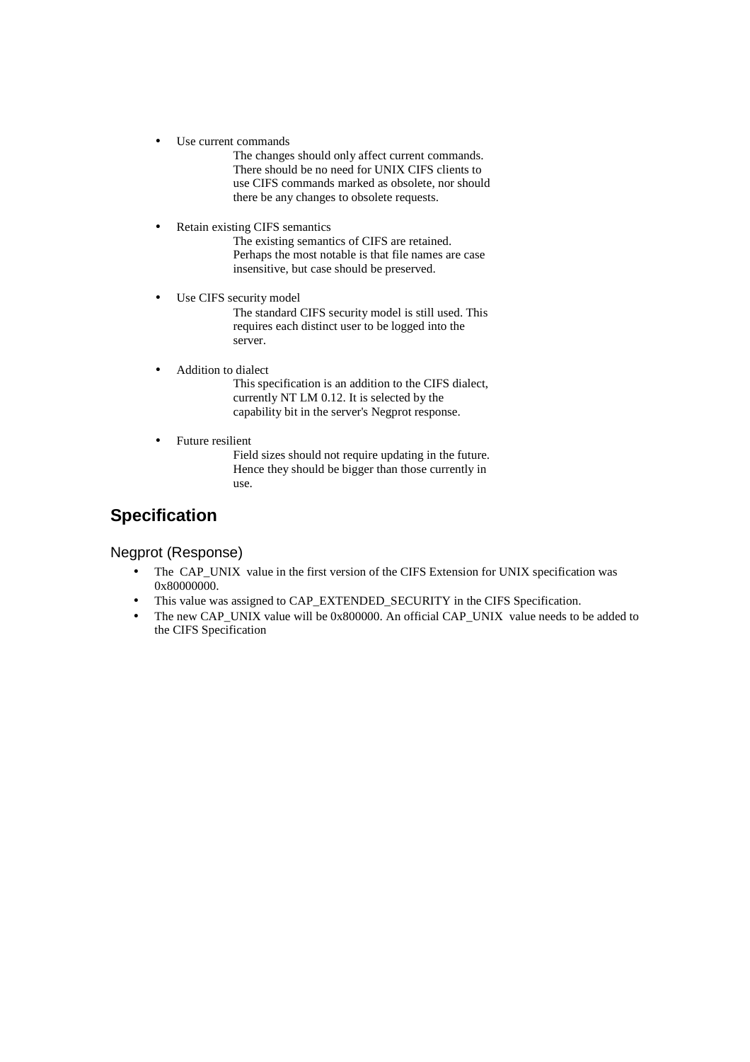- Use current commands

  The changes should only affect current commands. There should be no need for UNIX CIFS clients to use CIFS commands marked as obsolete, nor should there be any changes to obsolete requests.

- Retain existing CIFS semantics

  The existing semantics of CIFS are retained. Perhaps the most notable is that file names are case insensitive, but case should be preserved.

- Use CIFS security model

  The standard CIFS security model is still used. This requires each distinct user to be logged into the server.

- Addition to dialect

  This specification is an addition to the CIFS dialect, currently NT LM 0.12. It is selected by the capability bit in the server's Negprot response.

- Future resilient

  Field sizes should not require updating in the future. Hence they should be bigger than those currently in use.

# Specification

## Negprot (Response)

- The CAP_UNIX value in the first version of the CIFS Extension for UNIX specification was 0x80000000.
- This value was assigned to CAP_EXTENDED_SECURITY in the CIFS Specification.
- The new CAP_UNIX value will be 0x800000. An official CAP_UNIX value needs to be added to the CIFS Specification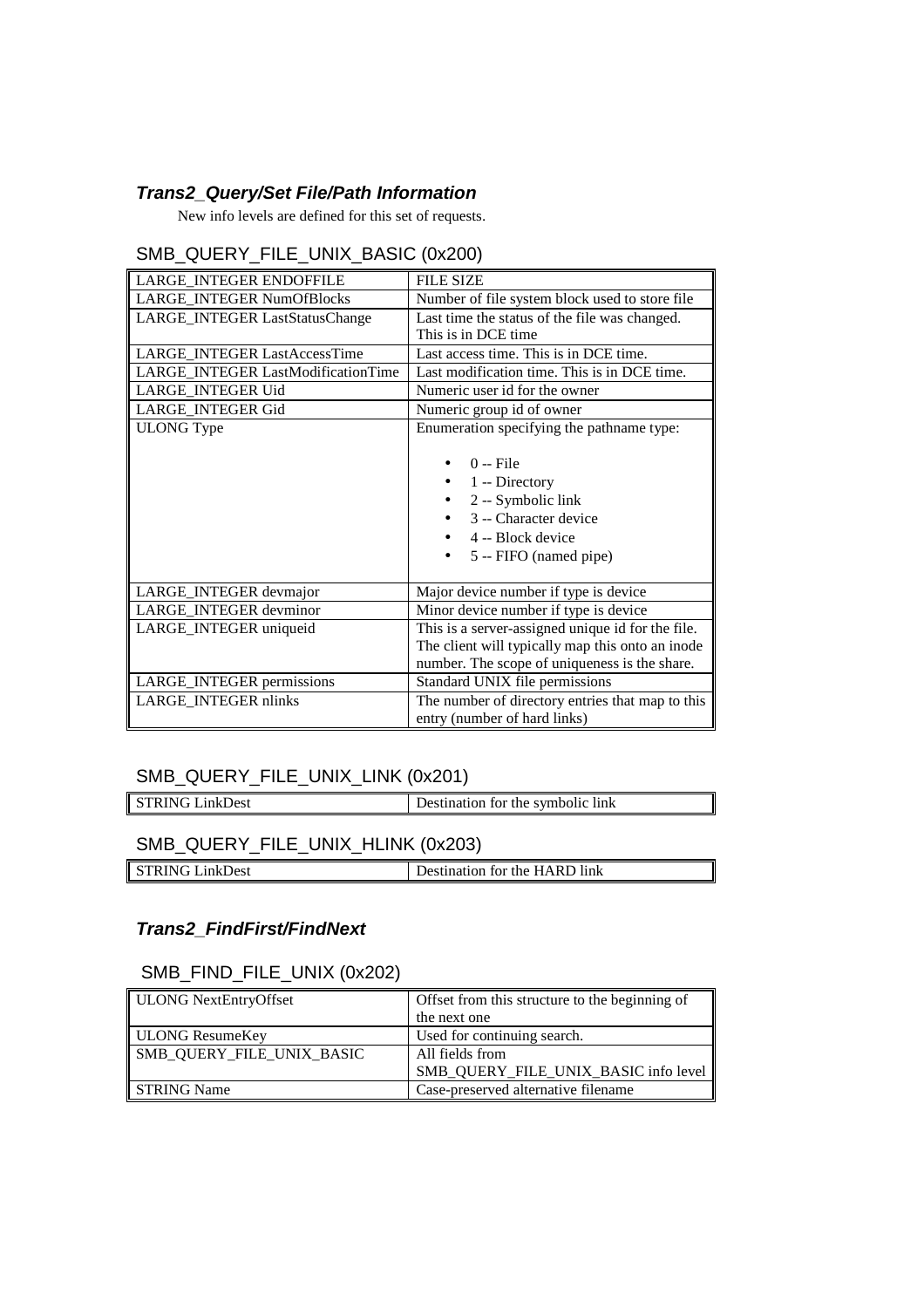### ***Trans2_Query/Set File/Path Information***

New info levels are defined for this set of requests.

#### SMB_QUERY_FILE_UNIX_BASIC (0x200)

| | |
|---|---|
| LARGE_INTEGER ENDOFFILE | FILE SIZE |
| LARGE_INTEGER NumOfBlocks | Number of file system block used to store file |
| LARGE_INTEGER LastStatusChange | Last time the status of the file was changed. This is in DCE time |
| LARGE_INTEGER LastAccessTime | Last access time. This is in DCE time. |
| LARGE_INTEGER LastModificationTime | Last modification time. This is in DCE time. |
| LARGE_INTEGER Uid | Numeric user id for the owner |
| LARGE_INTEGER Gid | Numeric group id of owner |
| ULONG Type | Enumeration specifying the pathname type:<br>• 0 -- File<br>• 1 -- Directory<br>• 2 -- Symbolic link<br>• 3 -- Character device<br>• 4 -- Block device<br>• 5 -- FIFO (named pipe) |
| LARGE_INTEGER devmajor | Major device number if type is device |
| LARGE_INTEGER devminor | Minor device number if type is device |
| LARGE_INTEGER uniqueid | This is a server-assigned unique id for the file. The client will typically map this onto an inode number. The scope of uniqueness is the share. |
| LARGE_INTEGER permissions | Standard UNIX file permissions |
| LARGE_INTEGER nlinks | The number of directory entries that map to this entry (number of hard links) |

#### SMB_QUERY_FILE_UNIX_LINK (0x201)

| | |
|---|---|
| STRING LinkDest | Destination for the symbolic link |

#### SMB_QUERY_FILE_UNIX_HLINK (0x203)

| | |
|---|---|
| STRING LinkDest | Destination for the HARD link |

### ***Trans2_FindFirst/FindNext***

#### SMB_FIND_FILE_UNIX (0x202)

| | |
|---|---|
| ULONG NextEntryOffset | Offset from this structure to the beginning of the next one |
| ULONG ResumeKey | Used for continuing search. |
| SMB_QUERY_FILE_UNIX_BASIC | All fields from SMB_QUERY_FILE_UNIX_BASIC info level |
| STRING Name | Case-preserved alternative filename |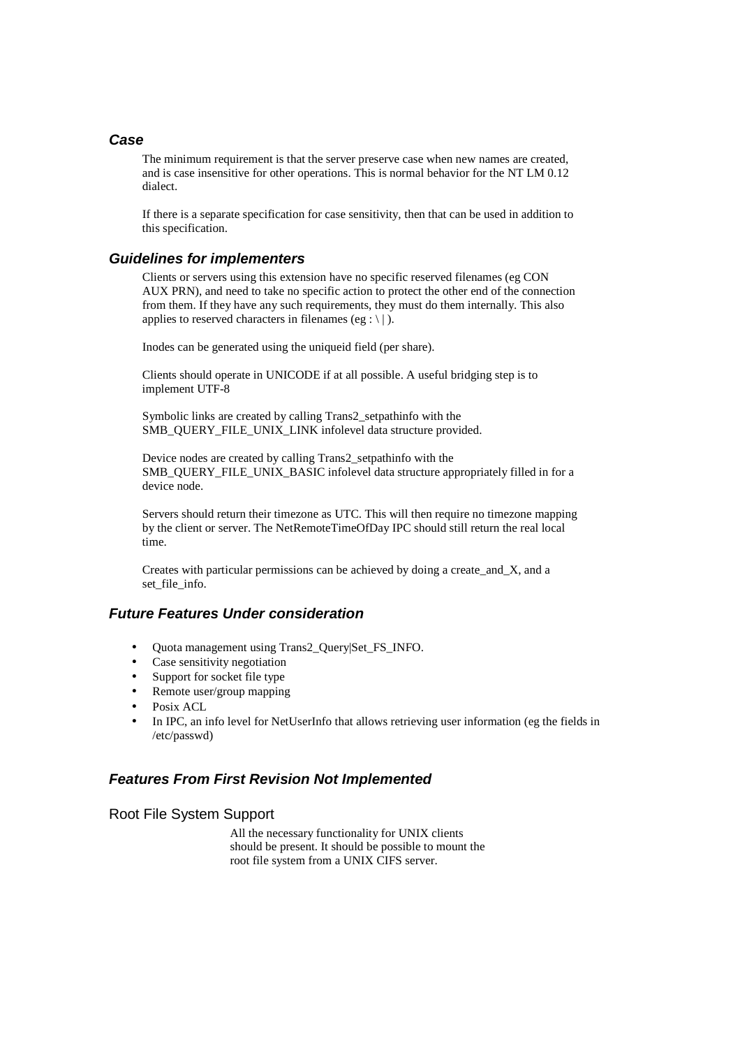### *Case*

The minimum requirement is that the server preserve case when new names are created, and is case insensitive for other operations. This is normal behavior for the NT LM 0.12 dialect.

If there is a separate specification for case sensitivity, then that can be used in addition to this specification.

### *Guidelines for implementers*

Clients or servers using this extension have no specific reserved filenames (eg CON AUX PRN), and need to take no specific action to protect the other end of the connection from them. If they have any such requirements, they must do them internally. This also applies to reserved characters in filenames (eg : \ | ).

Inodes can be generated using the uniqueid field (per share).

Clients should operate in UNICODE if at all possible. A useful bridging step is to implement UTF-8

Symbolic links are created by calling Trans2_setpathinfo with the SMB_QUERY_FILE_UNIX_LINK infolevel data structure provided.

Device nodes are created by calling Trans2_setpathinfo with the SMB_QUERY_FILE_UNIX_BASIC infolevel data structure appropriately filled in for a device node.

Servers should return their timezone as UTC. This will then require no timezone mapping by the client or server. The NetRemoteTimeOfDay IPC should still return the real local time.

Creates with particular permissions can be achieved by doing a create_and_X, and a set_file_info.

### *Future Features Under consideration*

- Quota management using Trans2_Query|Set_FS_INFO.
- Case sensitivity negotiation
- Support for socket file type
- Remote user/group mapping
- Posix ACL
- In IPC, an info level for NetUserInfo that allows retrieving user information (eg the fields in /etc/passwd)

### *Features From First Revision Not Implemented*

#### Root File System Support

All the necessary functionality for UNIX clients should be present. It should be possible to mount the root file system from a UNIX CIFS server.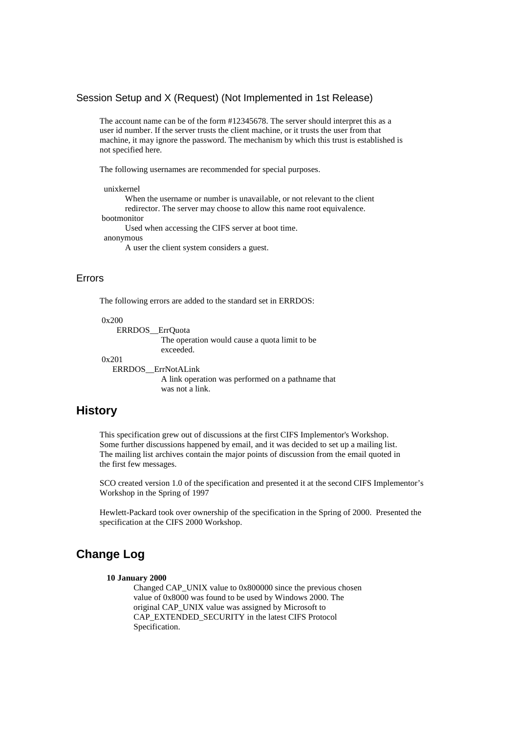### Session Setup and X (Request) (Not Implemented in 1st Release)

The account name can be of the form #12345678. The server should interpret this as a user id number. If the server trusts the client machine, or it trusts the user from that machine, it may ignore the password. The mechanism by which this trust is established is not specified here.

The following usernames are recommended for special purposes.

unixkernel
: When the username or number is unavailable, or not relevant to the client redirector. The server may choose to allow this name root equivalence.

bootmonitor
: Used when accessing the CIFS server at boot time.

anonymous
: A user the client system considers a guest.

### Errors

The following errors are added to the standard set in ERRDOS:

0x200
: ERRDOS__ErrQuota
: The operation would cause a quota limit to be exceeded.

0x201
: ERRDOS__ErrNotALink
: A link operation was performed on a pathname that was not a link.

## History

This specification grew out of discussions at the first CIFS Implementor's Workshop. Some further discussions happened by email, and it was decided to set up a mailing list. The mailing list archives contain the major points of discussion from the email quoted in the first few messages.

SCO created version 1.0 of the specification and presented it at the second CIFS Implementor's Workshop in the Spring of 1997

Hewlett-Packard took over ownership of the specification in the Spring of 2000. Presented the specification at the CIFS 2000 Workshop.

## Change Log

**10 January 2000**
: Changed CAP_UNIX value to 0x800000 since the previous chosen value of 0x8000 was found to be used by Windows 2000. The original CAP_UNIX value was assigned by Microsoft to CAP_EXTENDED_SECURITY in the latest CIFS Protocol Specification.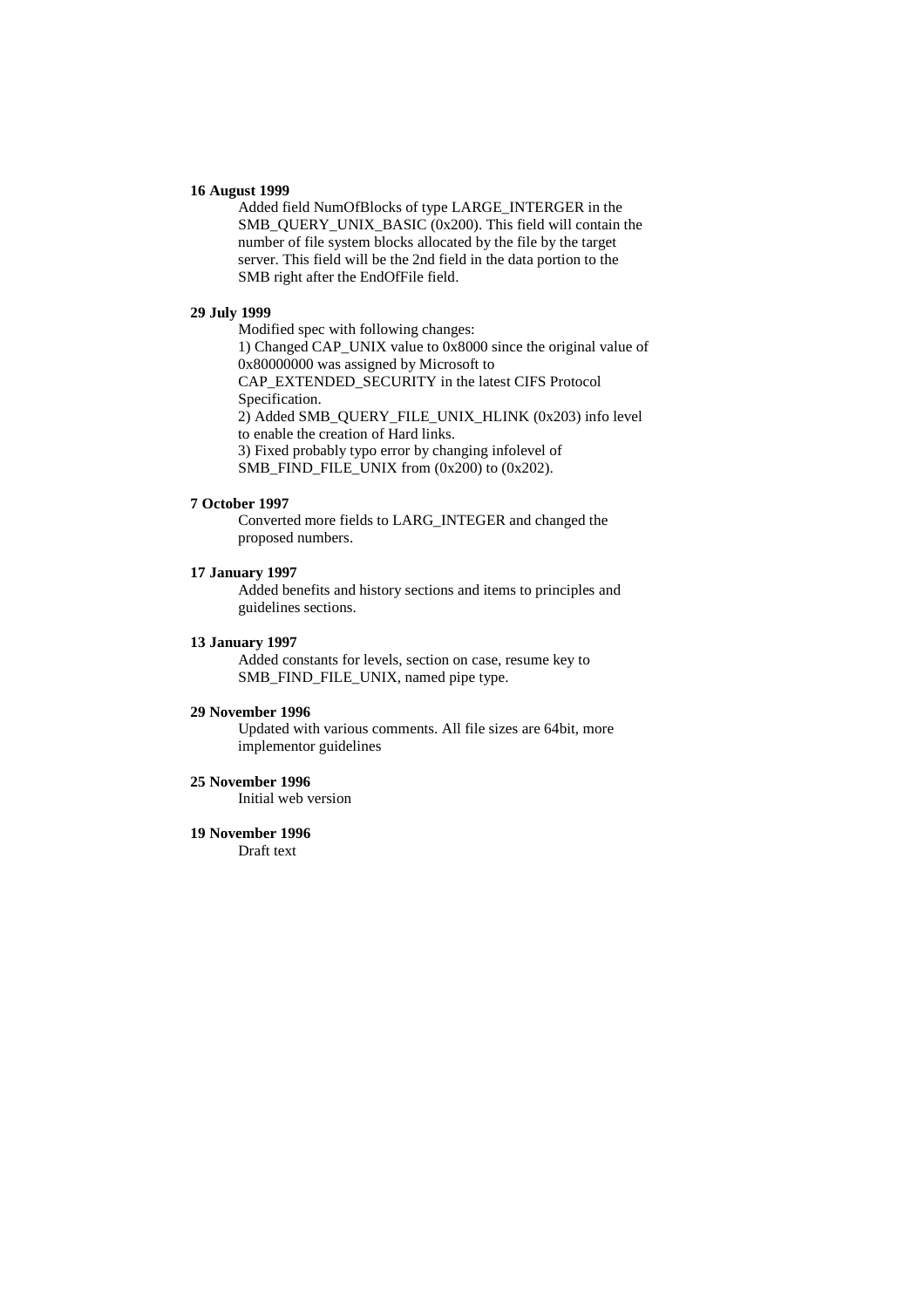**16 August 1999**

Added field NumOfBlocks of type LARGE_INTERGER in the SMB_QUERY_UNIX_BASIC (0x200). This field will contain the number of file system blocks allocated by the file by the target server. This field will be the 2nd field in the data portion to the SMB right after the EndOfFile field.

**29 July 1999**

Modified spec with following changes:
1) Changed CAP_UNIX value to 0x8000 since the original value of 0x80000000 was assigned by Microsoft to CAP_EXTENDED_SECURITY in the latest CIFS Protocol Specification.
2) Added SMB_QUERY_FILE_UNIX_HLINK (0x203) info level to enable the creation of Hard links.
3) Fixed probably typo error by changing infolevel of SMB_FIND_FILE_UNIX from (0x200) to (0x202).

**7 October 1997**

Converted more fields to LARG_INTEGER and changed the proposed numbers.

**17 January 1997**

Added benefits and history sections and items to principles and guidelines sections.

**13 January 1997**

Added constants for levels, section on case, resume key to SMB_FIND_FILE_UNIX, named pipe type.

**29 November 1996**

Updated with various comments. All file sizes are 64bit, more implementor guidelines

**25 November 1996**

Initial web version

**19 November 1996**

Draft text